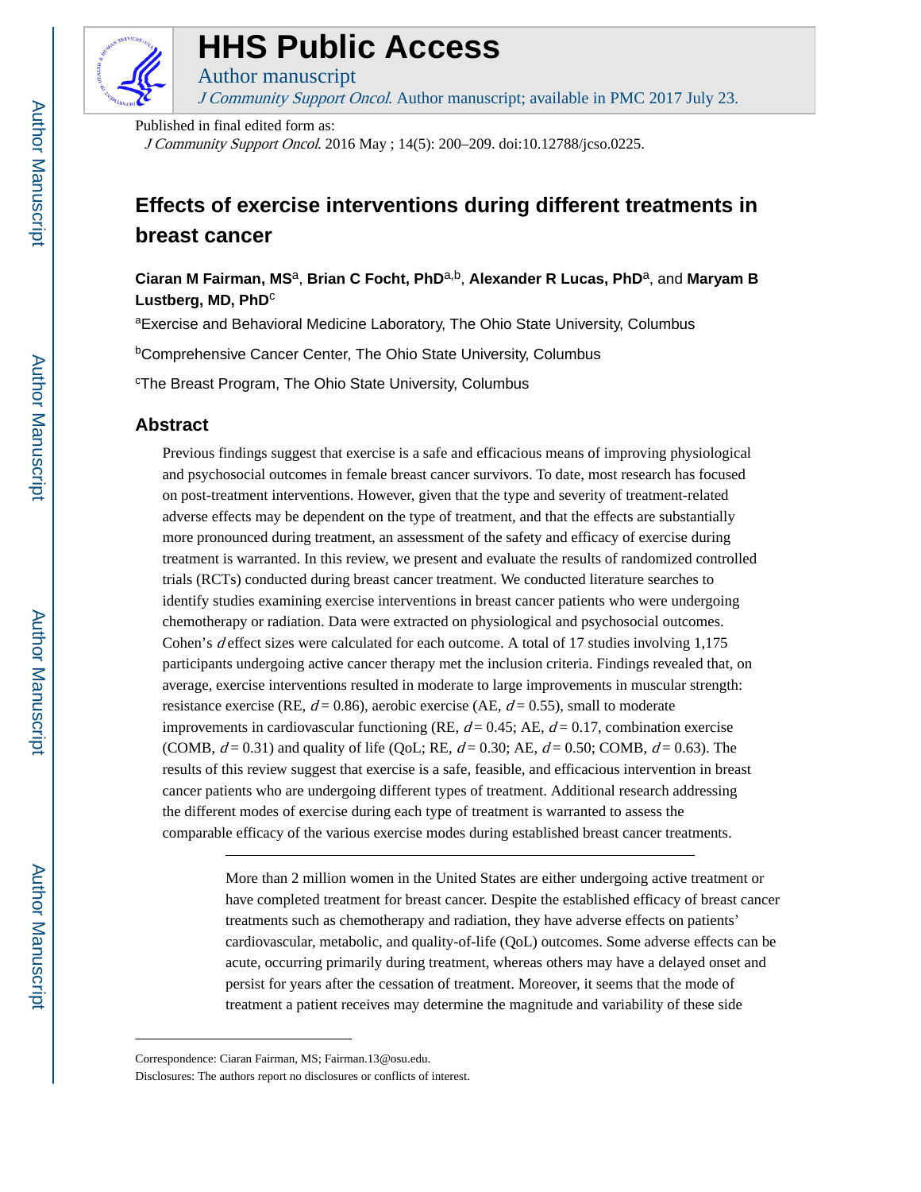# HHS Public Access

Author manuscript

*J Community Support Oncol*. Author manuscript; available in PMC 2017 July 23.

Published in final edited form as:

*J Community Support Oncol*. 2016 May ; 14(5): 200–209. doi:10.12788/jcso.0225.

# Effects of exercise interventions during different treatments in breast cancer

**Ciaran M Fairman, MS**[a], **Brian C Focht, PhD**[a,b], **Alexander R Lucas, PhD**[a], and **Maryam B Lustberg, MD, PhD**[c]

[a]Exercise and Behavioral Medicine Laboratory, The Ohio State University, Columbus

[b]Comprehensive Cancer Center, The Ohio State University, Columbus

[c]The Breast Program, The Ohio State University, Columbus

## Abstract

Previous findings suggest that exercise is a safe and efficacious means of improving physiological and psychosocial outcomes in female breast cancer survivors. To date, most research has focused on post-treatment interventions. However, given that the type and severity of treatment-related adverse effects may be dependent on the type of treatment, and that the effects are substantially more pronounced during treatment, an assessment of the safety and efficacy of exercise during treatment is warranted. In this review, we present and evaluate the results of randomized controlled trials (RCTs) conducted during breast cancer treatment. We conducted literature searches to identify studies examining exercise interventions in breast cancer patients who were undergoing chemotherapy or radiation. Data were extracted on physiological and psychosocial outcomes. Cohen's $d$ effect sizes were calculated for each outcome. A total of 17 studies involving 1,175 participants undergoing active cancer therapy met the inclusion criteria. Findings revealed that, on average, exercise interventions resulted in moderate to large improvements in muscular strength: resistance exercise (RE, $d = 0.86$), aerobic exercise (AE, $d = 0.55$), small to moderate improvements in cardiovascular functioning (RE, $d = 0.45$; AE, $d = 0.17$, combination exercise (COMB, $d = 0.31$) and quality of life (QoL; RE, $d = 0.30$; AE, $d = 0.50$; COMB, $d = 0.63$). The results of this review suggest that exercise is a safe, feasible, and efficacious intervention in breast cancer patients who are undergoing different types of treatment. Additional research addressing the different modes of exercise during each type of treatment is warranted to assess the comparable efficacy of the various exercise modes during established breast cancer treatments.

---

More than 2 million women in the United States are either undergoing active treatment or have completed treatment for breast cancer. Despite the established efficacy of breast cancer treatments such as chemotherapy and radiation, they have adverse effects on patients' cardiovascular, metabolic, and quality-of-life (QoL) outcomes. Some adverse effects can be acute, occurring primarily during treatment, whereas others may have a delayed onset and persist for years after the cessation of treatment. Moreover, it seems that the mode of treatment a patient receives may determine the magnitude and variability of these side

---

Correspondence: Ciaran Fairman, MS; Fairman.13@osu.edu.

Disclosures: The authors report no disclosures or conflicts of interest.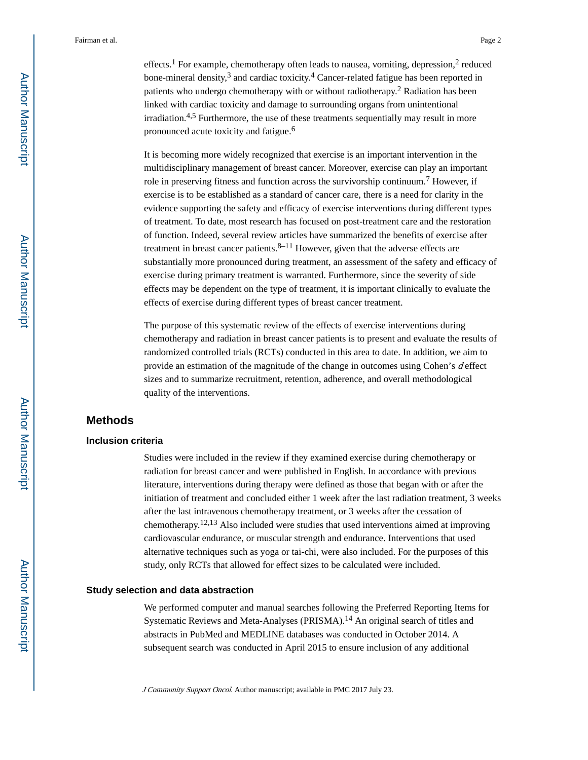effects.[1] For example, chemotherapy often leads to nausea, vomiting, depression,[2] reduced bone-mineral density,[3] and cardiac toxicity.[4] Cancer-related fatigue has been reported in patients who undergo chemotherapy with or without radiotherapy.[2] Radiation has been linked with cardiac toxicity and damage to surrounding organs from unintentional irradiation.[4,5] Furthermore, the use of these treatments sequentially may result in more pronounced acute toxicity and fatigue.[6]

It is becoming more widely recognized that exercise is an important intervention in the multidisciplinary management of breast cancer. Moreover, exercise can play an important role in preserving fitness and function across the survivorship continuum.[7] However, if exercise is to be established as a standard of cancer care, there is a need for clarity in the evidence supporting the safety and efficacy of exercise interventions during different types of treatment. To date, most research has focused on post-treatment care and the restoration of function. Indeed, several review articles have summarized the benefits of exercise after treatment in breast cancer patients.[8–11] However, given that the adverse effects are substantially more pronounced during treatment, an assessment of the safety and efficacy of exercise during primary treatment is warranted. Furthermore, since the severity of side effects may be dependent on the type of treatment, it is important clinically to evaluate the effects of exercise during different types of breast cancer treatment.

The purpose of this systematic review of the effects of exercise interventions during chemotherapy and radiation in breast cancer patients is to present and evaluate the results of randomized controlled trials (RCTs) conducted in this area to date. In addition, we aim to provide an estimation of the magnitude of the change in outcomes using Cohen's *d* effect sizes and to summarize recruitment, retention, adherence, and overall methodological quality of the interventions.

## Methods

### Inclusion criteria

Studies were included in the review if they examined exercise during chemotherapy or radiation for breast cancer and were published in English. In accordance with previous literature, interventions during therapy were defined as those that began with or after the initiation of treatment and concluded either 1 week after the last radiation treatment, 3 weeks after the last intravenous chemotherapy treatment, or 3 weeks after the cessation of chemotherapy.[12,13] Also included were studies that used interventions aimed at improving cardiovascular endurance, or muscular strength and endurance. Interventions that used alternative techniques such as yoga or tai-chi, were also included. For the purposes of this study, only RCTs that allowed for effect sizes to be calculated were included.

### Study selection and data abstraction

We performed computer and manual searches following the Preferred Reporting Items for Systematic Reviews and Meta-Analyses (PRISMA).[14] An original search of titles and abstracts in PubMed and MEDLINE databases was conducted in October 2014. A subsequent search was conducted in April 2015 to ensure inclusion of any additional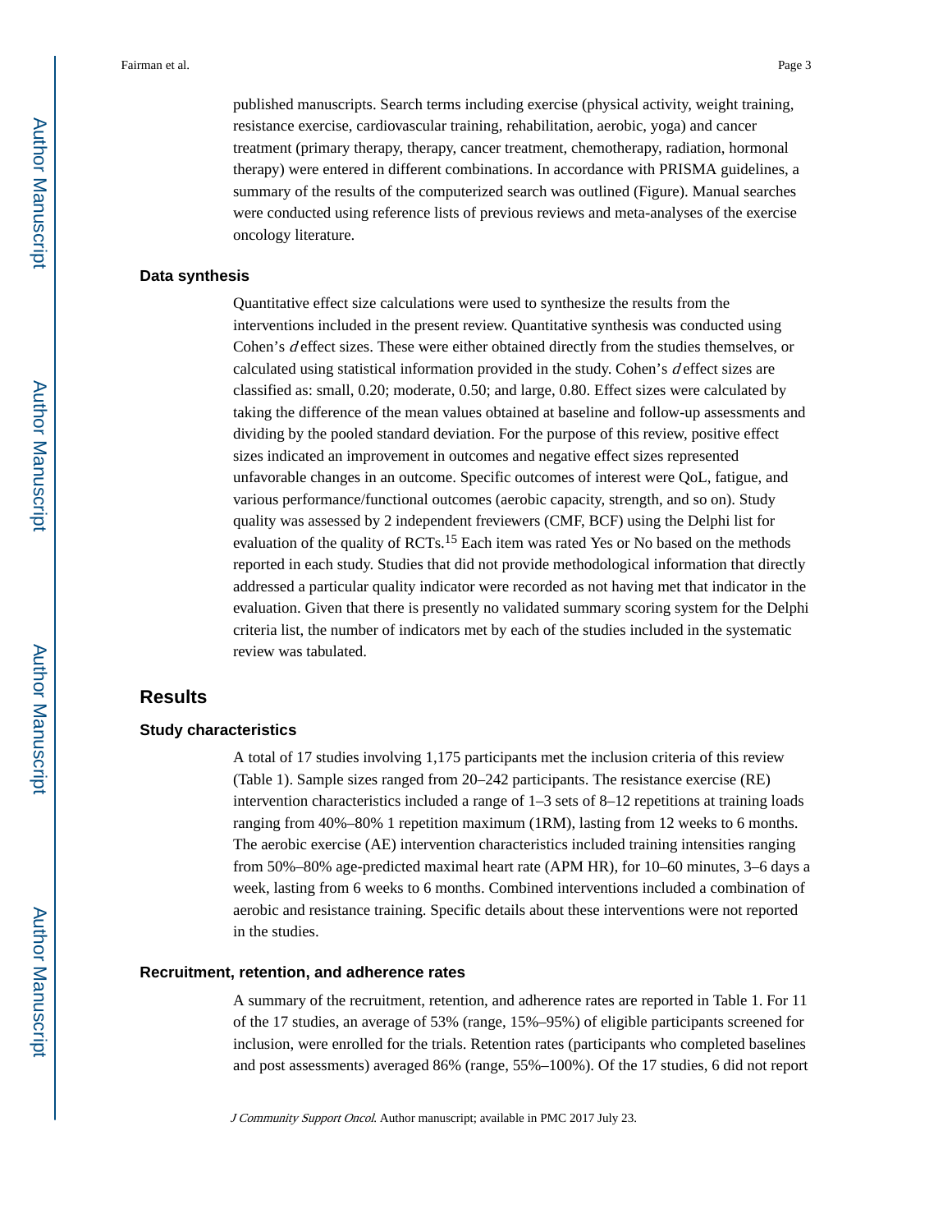published manuscripts. Search terms including exercise (physical activity, weight training, resistance exercise, cardiovascular training, rehabilitation, aerobic, yoga) and cancer treatment (primary therapy, therapy, cancer treatment, chemotherapy, radiation, hormonal therapy) were entered in different combinations. In accordance with PRISMA guidelines, a summary of the results of the computerized search was outlined (Figure). Manual searches were conducted using reference lists of previous reviews and meta-analyses of the exercise oncology literature.

### Data synthesis

Quantitative effect size calculations were used to synthesize the results from the interventions included in the present review. Quantitative synthesis was conducted using Cohen's *d* effect sizes. These were either obtained directly from the studies themselves, or calculated using statistical information provided in the study. Cohen's *d* effect sizes are classified as: small, 0.20; moderate, 0.50; and large, 0.80. Effect sizes were calculated by taking the difference of the mean values obtained at baseline and follow-up assessments and dividing by the pooled standard deviation. For the purpose of this review, positive effect sizes indicated an improvement in outcomes and negative effect sizes represented unfavorable changes in an outcome. Specific outcomes of interest were QoL, fatigue, and various performance/functional outcomes (aerobic capacity, strength, and so on). Study quality was assessed by 2 independent freviewers (CMF, BCF) using the Delphi list for evaluation of the quality of RCTs.[15] Each item was rated Yes or No based on the methods reported in each study. Studies that did not provide methodological information that directly addressed a particular quality indicator were recorded as not having met that indicator in the evaluation. Given that there is presently no validated summary scoring system for the Delphi criteria list, the number of indicators met by each of the studies included in the systematic review was tabulated.

## Results

### Study characteristics

A total of 17 studies involving 1,175 participants met the inclusion criteria of this review (Table 1). Sample sizes ranged from 20–242 participants. The resistance exercise (RE) intervention characteristics included a range of 1–3 sets of 8–12 repetitions at training loads ranging from 40%–80% 1 repetition maximum (1RM), lasting from 12 weeks to 6 months. The aerobic exercise (AE) intervention characteristics included training intensities ranging from 50%–80% age-predicted maximal heart rate (APM HR), for 10–60 minutes, 3–6 days a week, lasting from 6 weeks to 6 months. Combined interventions included a combination of aerobic and resistance training. Specific details about these interventions were not reported in the studies.

### Recruitment, retention, and adherence rates

A summary of the recruitment, retention, and adherence rates are reported in Table 1. For 11 of the 17 studies, an average of 53% (range, 15%–95%) of eligible participants screened for inclusion, were enrolled for the trials. Retention rates (participants who completed baselines and post assessments) averaged 86% (range, 55%–100%). Of the 17 studies, 6 did not report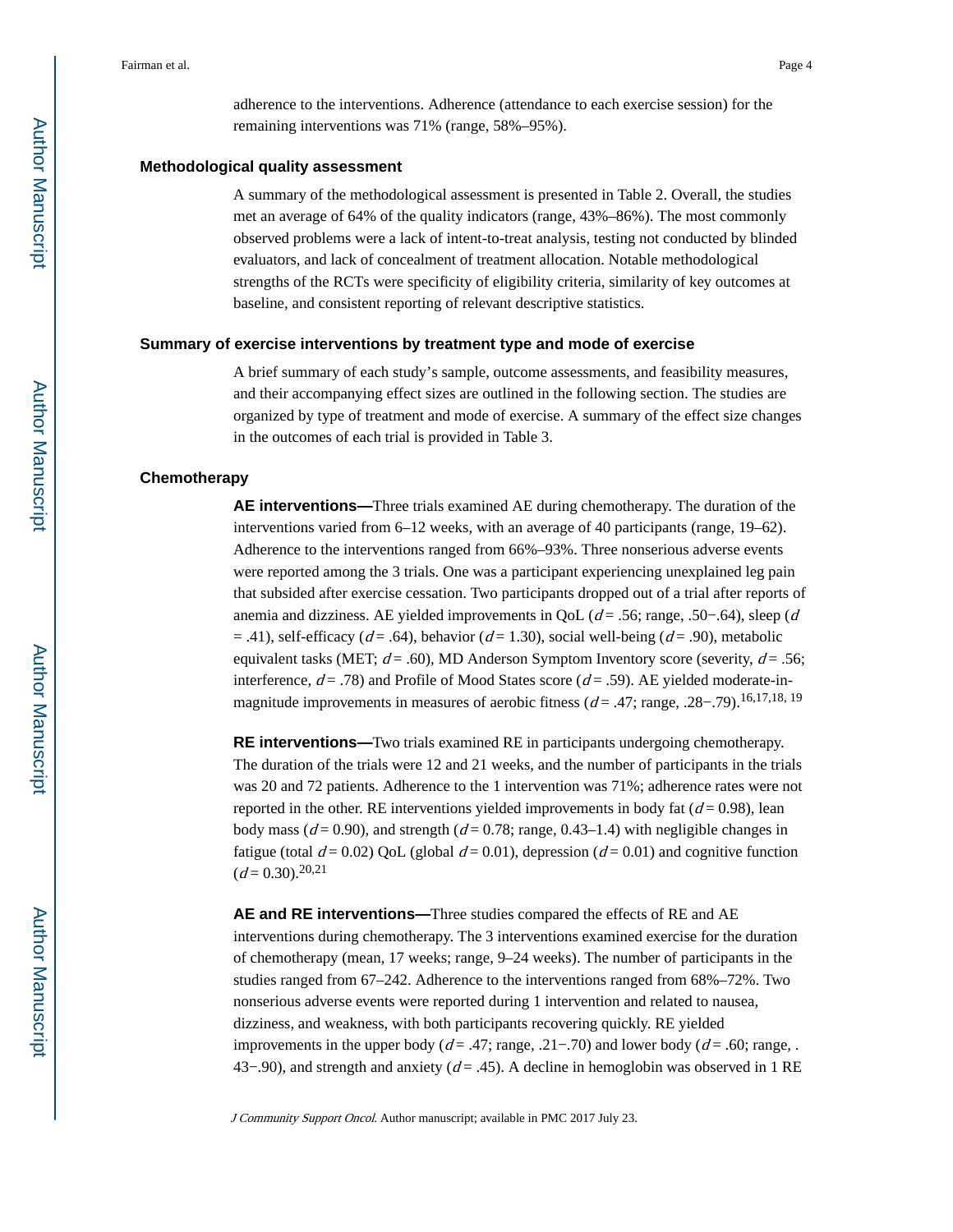adherence to the interventions. Adherence (attendance to each exercise session) for the remaining interventions was 71% (range, 58%–95%).

### Methodological quality assessment

A summary of the methodological assessment is presented in Table 2. Overall, the studies met an average of 64% of the quality indicators (range, 43%–86%). The most commonly observed problems were a lack of intent-to-treat analysis, testing not conducted by blinded evaluators, and lack of concealment of treatment allocation. Notable methodological strengths of the RCTs were specificity of eligibility criteria, similarity of key outcomes at baseline, and consistent reporting of relevant descriptive statistics.

### Summary of exercise interventions by treatment type and mode of exercise

A brief summary of each study's sample, outcome assessments, and feasibility measures, and their accompanying effect sizes are outlined in the following section. The studies are organized by type of treatment and mode of exercise. A summary of the effect size changes in the outcomes of each trial is provided in Table 3.

### Chemotherapy

**AE interventions—**Three trials examined AE during chemotherapy. The duration of the interventions varied from 6–12 weeks, with an average of 40 participants (range, 19–62). Adherence to the interventions ranged from 66%–93%. Three nonserious adverse events were reported among the 3 trials. One was a participant experiencing unexplained leg pain that subsided after exercise cessation. Two participants dropped out of a trial after reports of anemia and dizziness. AE yielded improvements in QoL ($d = .56$; range, .50−.64), sleep ($d = .41$), self-efficacy ($d = .64$), behavior ($d = 1.30$), social well-being ($d = .90$), metabolic equivalent tasks (MET; $d = .60$), MD Anderson Symptom Inventory score (severity, $d = .56$; interference, $d = .78$) and Profile of Mood States score ($d = .59$). AE yielded moderate-in-magnitude improvements in measures of aerobic fitness ($d = .47$; range, .28−.79).[16,17,18, 19]

**RE interventions—**Two trials examined RE in participants undergoing chemotherapy. The duration of the trials were 12 and 21 weeks, and the number of participants in the trials was 20 and 72 patients. Adherence to the 1 intervention was 71%; adherence rates were not reported in the other. RE interventions yielded improvements in body fat ($d = 0.98$), lean body mass ($d = 0.90$), and strength ($d = 0.78$; range, 0.43–1.4) with negligible changes in fatigue (total $d = 0.02$) QoL (global $d = 0.01$), depression ($d = 0.01$) and cognitive function ($d = 0.30$).[20,21]

**AE and RE interventions—**Three studies compared the effects of RE and AE interventions during chemotherapy. The 3 interventions examined exercise for the duration of chemotherapy (mean, 17 weeks; range, 9–24 weeks). The number of participants in the studies ranged from 67–242. Adherence to the interventions ranged from 68%–72%. Two nonserious adverse events were reported during 1 intervention and related to nausea, dizziness, and weakness, with both participants recovering quickly. RE yielded improvements in the upper body ($d = .47$; range, .21−.70) and lower body ($d = .60$; range, .43−.90), and strength and anxiety ($d = .45$). A decline in hemoglobin was observed in 1 RE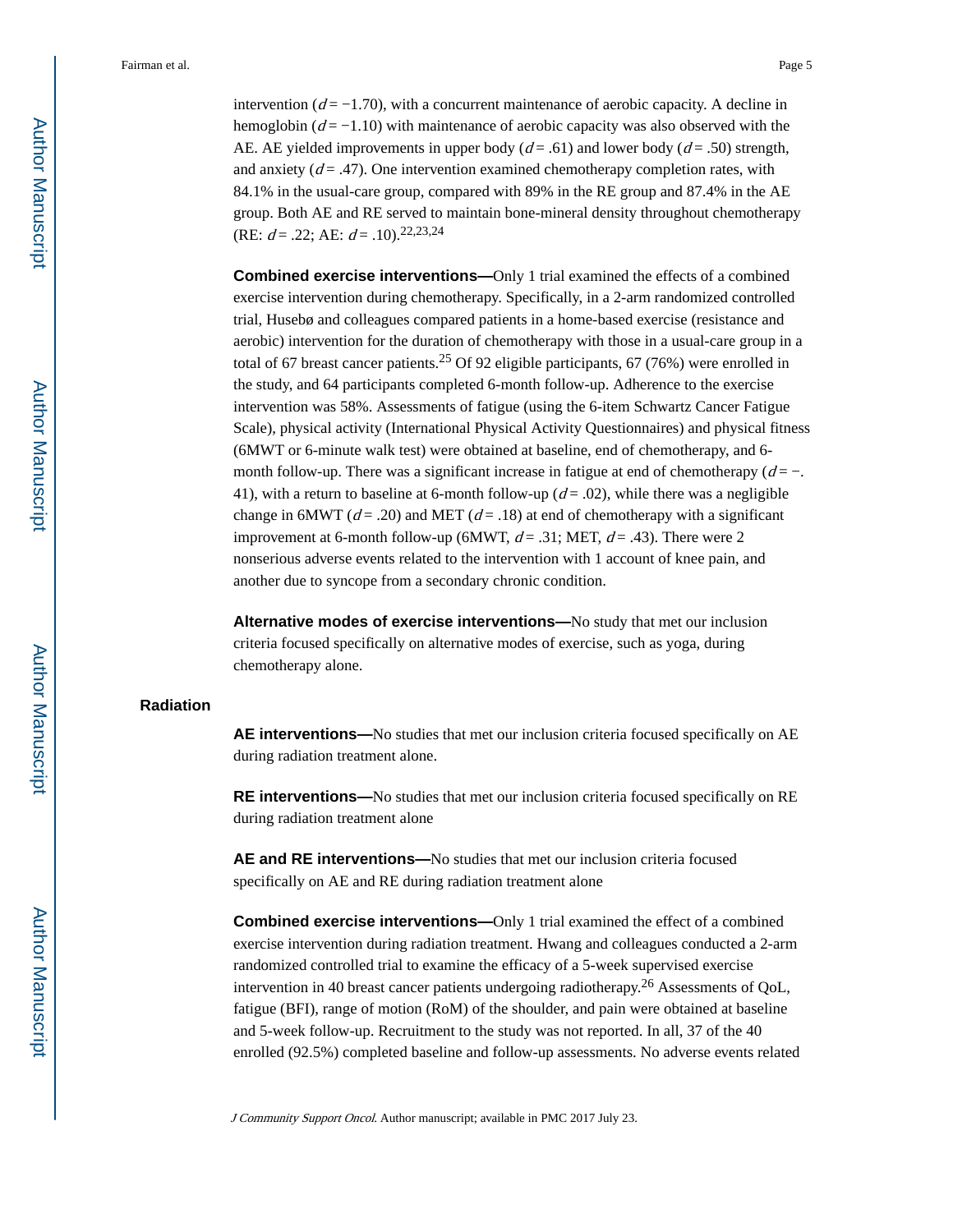intervention ($d = -1.70$), with a concurrent maintenance of aerobic capacity. A decline in hemoglobin ($d = -1.10$) with maintenance of aerobic capacity was also observed with the AE. AE yielded improvements in upper body ($d = .61$) and lower body ($d = .50$) strength, and anxiety ($d = .47$). One intervention examined chemotherapy completion rates, with 84.1% in the usual-care group, compared with 89% in the RE group and 87.4% in the AE group. Both AE and RE served to maintain bone-mineral density throughout chemotherapy (RE: $d = .22$; AE: $d = .10$).[22,23,24]

**Combined exercise interventions—**Only 1 trial examined the effects of a combined exercise intervention during chemotherapy. Specifically, in a 2-arm randomized controlled trial, Husebø and colleagues compared patients in a home-based exercise (resistance and aerobic) intervention for the duration of chemotherapy with those in a usual-care group in a total of 67 breast cancer patients.[25] Of 92 eligible participants, 67 (76%) were enrolled in the study, and 64 participants completed 6-month follow-up. Adherence to the exercise intervention was 58%. Assessments of fatigue (using the 6-item Schwartz Cancer Fatigue Scale), physical activity (International Physical Activity Questionnaires) and physical fitness (6MWT or 6-minute walk test) were obtained at baseline, end of chemotherapy, and 6-month follow-up. There was a significant increase in fatigue at end of chemotherapy ($d = -.41$), with a return to baseline at 6-month follow-up ($d = .02$), while there was a negligible change in 6MWT ($d = .20$) and MET ($d = .18$) at end of chemotherapy with a significant improvement at 6-month follow-up (6MWT, $d = .31$; MET, $d = .43$). There were 2 nonserious adverse events related to the intervention with 1 account of knee pain, and another due to syncope from a secondary chronic condition.

**Alternative modes of exercise interventions—**No study that met our inclusion criteria focused specifically on alternative modes of exercise, such as yoga, during chemotherapy alone.

### Radiation

**AE interventions—**No studies that met our inclusion criteria focused specifically on AE during radiation treatment alone.

**RE interventions—**No studies that met our inclusion criteria focused specifically on RE during radiation treatment alone

**AE and RE interventions—**No studies that met our inclusion criteria focused specifically on AE and RE during radiation treatment alone

**Combined exercise interventions—**Only 1 trial examined the effect of a combined exercise intervention during radiation treatment. Hwang and colleagues conducted a 2-arm randomized controlled trial to examine the efficacy of a 5-week supervised exercise intervention in 40 breast cancer patients undergoing radiotherapy.[26] Assessments of QoL, fatigue (BFI), range of motion (RoM) of the shoulder, and pain were obtained at baseline and 5-week follow-up. Recruitment to the study was not reported. In all, 37 of the 40 enrolled (92.5%) completed baseline and follow-up assessments. No adverse events related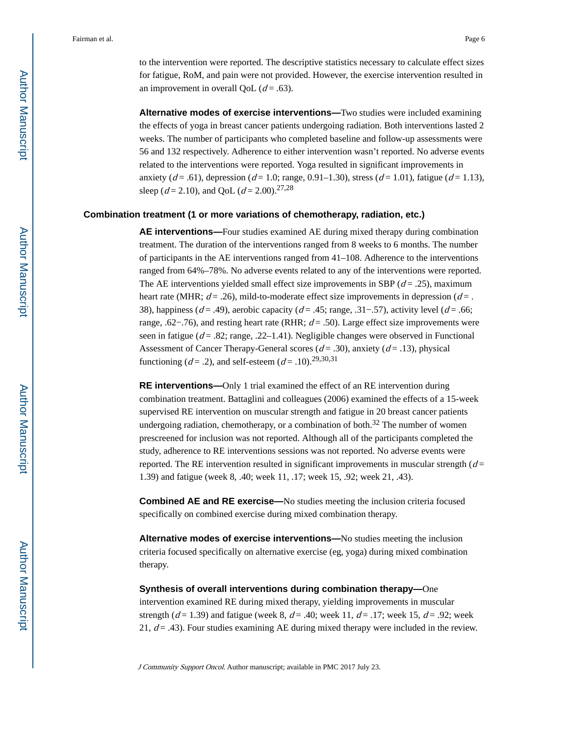to the intervention were reported. The descriptive statistics necessary to calculate effect sizes for fatigue, RoM, and pain were not provided. However, the exercise intervention resulted in an improvement in overall QoL ($d$ = .63).

**Alternative modes of exercise interventions—**Two studies were included examining the effects of yoga in breast cancer patients undergoing radiation. Both interventions lasted 2 weeks. The number of participants who completed baseline and follow-up assessments were 56 and 132 respectively. Adherence to either intervention wasn't reported. No adverse events related to the interventions were reported. Yoga resulted in significant improvements in anxiety ($d$ = .61), depression ($d$ = 1.0; range, 0.91–1.30), stress ($d$ = 1.01), fatigue ($d$ = 1.13), sleep ($d$ = 2.10), and QoL ($d$ = 2.00).[27,28]

### Combination treatment (1 or more variations of chemotherapy, radiation, etc.)

**AE interventions—**Four studies examined AE during mixed therapy during combination treatment. The duration of the interventions ranged from 8 weeks to 6 months. The number of participants in the AE interventions ranged from 41–108. Adherence to the interventions ranged from 64%–78%. No adverse events related to any of the interventions were reported. The AE interventions yielded small effect size improvements in SBP ($d$ = .25), maximum heart rate (MHR; $d$ = .26), mild-to-moderate effect size improvements in depression ($d$ = .38), happiness ($d$ = .49), aerobic capacity ($d$ = .45; range, .31−.57), activity level ($d$ = .66; range, .62−.76), and resting heart rate (RHR; $d$ = .50). Large effect size improvements were seen in fatigue ($d$ = .82; range, .22–1.41). Negligible changes were observed in Functional Assessment of Cancer Therapy-General scores ($d$ = .30), anxiety ($d$ = .13), physical functioning ($d$ = .2), and self-esteem ($d$ = .10).[29,30,31]

**RE interventions—**Only 1 trial examined the effect of an RE intervention during combination treatment. Battaglini and colleagues (2006) examined the effects of a 15-week supervised RE intervention on muscular strength and fatigue in 20 breast cancer patients undergoing radiation, chemotherapy, or a combination of both.[32] The number of women prescreened for inclusion was not reported. Although all of the participants completed the study, adherence to RE interventions sessions was not reported. No adverse events were reported. The RE intervention resulted in significant improvements in muscular strength ($d$ = 1.39) and fatigue (week 8, .40; week 11, .17; week 15, .92; week 21, .43).

**Combined AE and RE exercise—**No studies meeting the inclusion criteria focused specifically on combined exercise during mixed combination therapy.

**Alternative modes of exercise interventions—**No studies meeting the inclusion criteria focused specifically on alternative exercise (eg, yoga) during mixed combination therapy.

**Synthesis of overall interventions during combination therapy—**One intervention examined RE during mixed therapy, yielding improvements in muscular strength ($d$ = 1.39) and fatigue (week 8, $d$ = .40; week 11, $d$ = .17; week 15, $d$ = .92; week 21, $d$ = .43). Four studies examining AE during mixed therapy were included in the review.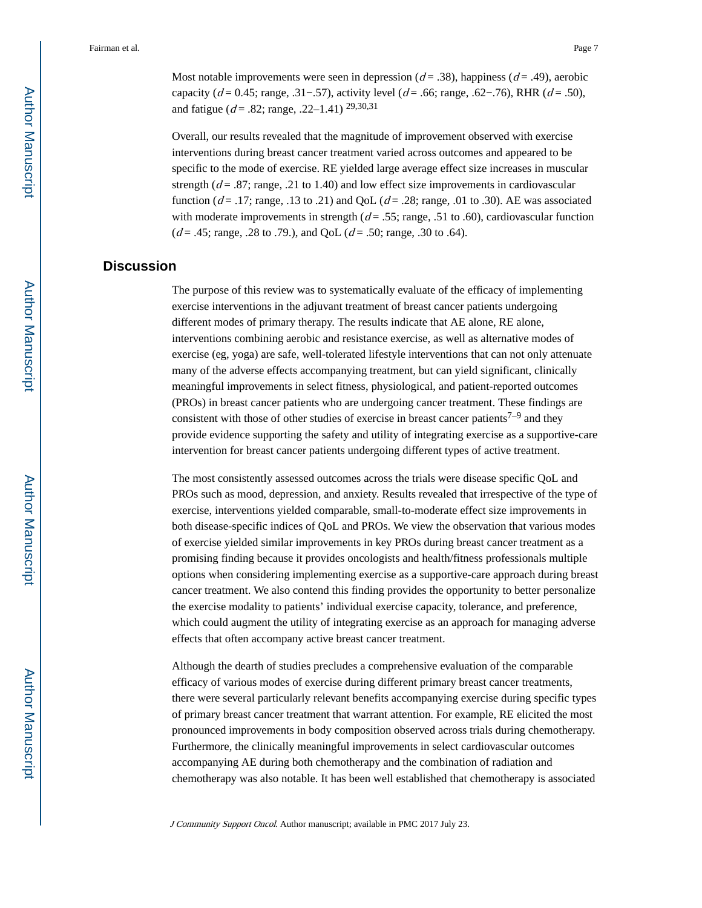Most notable improvements were seen in depression ($d$ = .38), happiness ($d$ = .49), aerobic capacity ($d$ = 0.45; range, .31−.57), activity level ($d$ = .66; range, .62−.76), RHR ($d$ = .50), and fatigue ($d$ = .82; range, .22–1.41) [29,30,31]

Overall, our results revealed that the magnitude of improvement observed with exercise interventions during breast cancer treatment varied across outcomes and appeared to be specific to the mode of exercise. RE yielded large average effect size increases in muscular strength ($d$ = .87; range, .21 to 1.40) and low effect size improvements in cardiovascular function ($d$ = .17; range, .13 to .21) and QoL ($d$ = .28; range, .01 to .30). AE was associated with moderate improvements in strength ($d$ = .55; range, .51 to .60), cardiovascular function ($d$ = .45; range, .28 to .79.), and QoL ($d$ = .50; range, .30 to .64).

## Discussion

The purpose of this review was to systematically evaluate of the efficacy of implementing exercise interventions in the adjuvant treatment of breast cancer patients undergoing different modes of primary therapy. The results indicate that AE alone, RE alone, interventions combining aerobic and resistance exercise, as well as alternative modes of exercise (eg, yoga) are safe, well-tolerated lifestyle interventions that can not only attenuate many of the adverse effects accompanying treatment, but can yield significant, clinically meaningful improvements in select fitness, physiological, and patient-reported outcomes (PROs) in breast cancer patients who are undergoing cancer treatment. These findings are consistent with those of other studies of exercise in breast cancer patients[7–9] and they provide evidence supporting the safety and utility of integrating exercise as a supportive-care intervention for breast cancer patients undergoing different types of active treatment.

The most consistently assessed outcomes across the trials were disease specific QoL and PROs such as mood, depression, and anxiety. Results revealed that irrespective of the type of exercise, interventions yielded comparable, small-to-moderate effect size improvements in both disease-specific indices of QoL and PROs. We view the observation that various modes of exercise yielded similar improvements in key PROs during breast cancer treatment as a promising finding because it provides oncologists and health/fitness professionals multiple options when considering implementing exercise as a supportive-care approach during breast cancer treatment. We also contend this finding provides the opportunity to better personalize the exercise modality to patients' individual exercise capacity, tolerance, and preference, which could augment the utility of integrating exercise as an approach for managing adverse effects that often accompany active breast cancer treatment.

Although the dearth of studies precludes a comprehensive evaluation of the comparable efficacy of various modes of exercise during different primary breast cancer treatments, there were several particularly relevant benefits accompanying exercise during specific types of primary breast cancer treatment that warrant attention. For example, RE elicited the most pronounced improvements in body composition observed across trials during chemotherapy. Furthermore, the clinically meaningful improvements in select cardiovascular outcomes accompanying AE during both chemotherapy and the combination of radiation and chemotherapy was also notable. It has been well established that chemotherapy is associated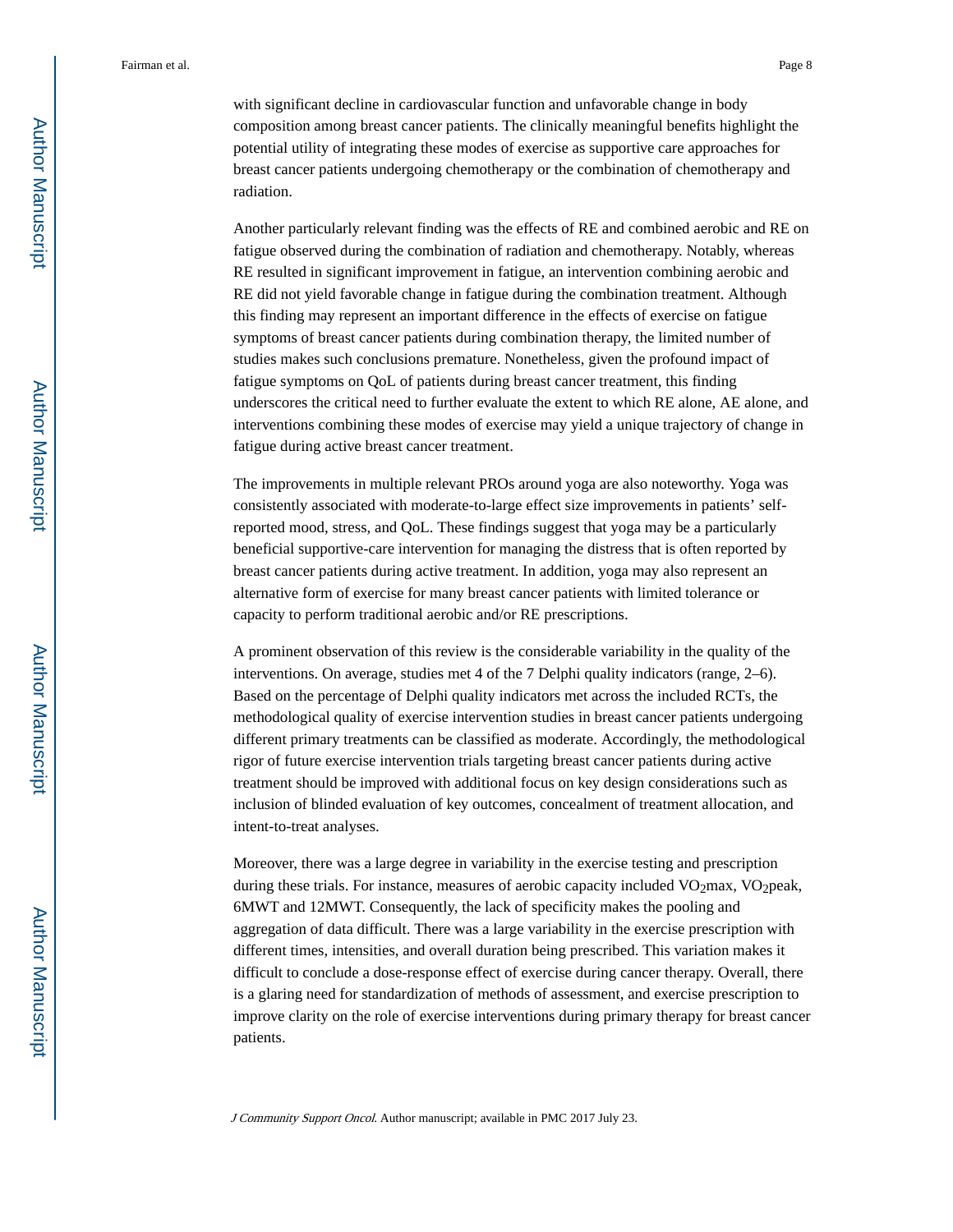with significant decline in cardiovascular function and unfavorable change in body composition among breast cancer patients. The clinically meaningful benefits highlight the potential utility of integrating these modes of exercise as supportive care approaches for breast cancer patients undergoing chemotherapy or the combination of chemotherapy and radiation.

Another particularly relevant finding was the effects of RE and combined aerobic and RE on fatigue observed during the combination of radiation and chemotherapy. Notably, whereas RE resulted in significant improvement in fatigue, an intervention combining aerobic and RE did not yield favorable change in fatigue during the combination treatment. Although this finding may represent an important difference in the effects of exercise on fatigue symptoms of breast cancer patients during combination therapy, the limited number of studies makes such conclusions premature. Nonetheless, given the profound impact of fatigue symptoms on QoL of patients during breast cancer treatment, this finding underscores the critical need to further evaluate the extent to which RE alone, AE alone, and interventions combining these modes of exercise may yield a unique trajectory of change in fatigue during active breast cancer treatment.

The improvements in multiple relevant PROs around yoga are also noteworthy. Yoga was consistently associated with moderate-to-large effect size improvements in patients' self-reported mood, stress, and QoL. These findings suggest that yoga may be a particularly beneficial supportive-care intervention for managing the distress that is often reported by breast cancer patients during active treatment. In addition, yoga may also represent an alternative form of exercise for many breast cancer patients with limited tolerance or capacity to perform traditional aerobic and/or RE prescriptions.

A prominent observation of this review is the considerable variability in the quality of the interventions. On average, studies met 4 of the 7 Delphi quality indicators (range, 2–6). Based on the percentage of Delphi quality indicators met across the included RCTs, the methodological quality of exercise intervention studies in breast cancer patients undergoing different primary treatments can be classified as moderate. Accordingly, the methodological rigor of future exercise intervention trials targeting breast cancer patients during active treatment should be improved with additional focus on key design considerations such as inclusion of blinded evaluation of key outcomes, concealment of treatment allocation, and intent-to-treat analyses.

Moreover, there was a large degree in variability in the exercise testing and prescription during these trials. For instance, measures of aerobic capacity included $VO_2$max, $VO_2$peak, 6MWT and 12MWT. Consequently, the lack of specificity makes the pooling and aggregation of data difficult. There was a large variability in the exercise prescription with different times, intensities, and overall duration being prescribed. This variation makes it difficult to conclude a dose-response effect of exercise during cancer therapy. Overall, there is a glaring need for standardization of methods of assessment, and exercise prescription to improve clarity on the role of exercise interventions during primary therapy for breast cancer patients.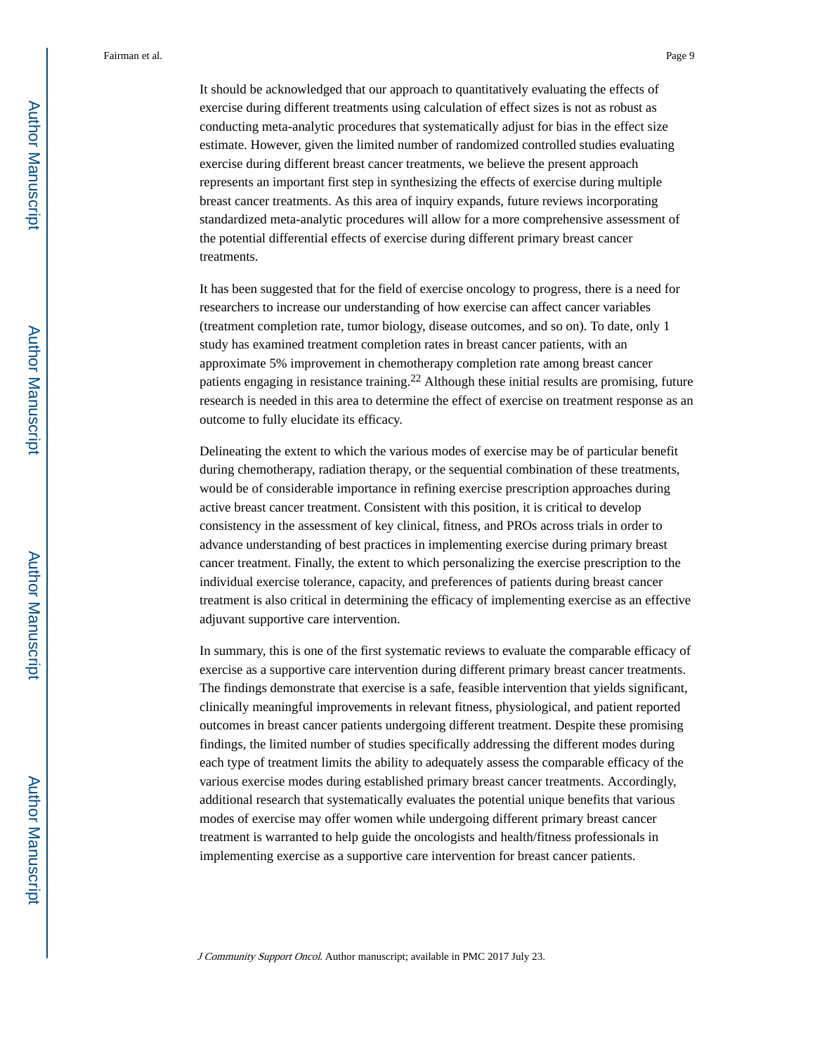It should be acknowledged that our approach to quantitatively evaluating the effects of exercise during different treatments using calculation of effect sizes is not as robust as conducting meta-analytic procedures that systematically adjust for bias in the effect size estimate. However, given the limited number of randomized controlled studies evaluating exercise during different breast cancer treatments, we believe the present approach represents an important first step in synthesizing the effects of exercise during multiple breast cancer treatments. As this area of inquiry expands, future reviews incorporating standardized meta-analytic procedures will allow for a more comprehensive assessment of the potential differential effects of exercise during different primary breast cancer treatments.

It has been suggested that for the field of exercise oncology to progress, there is a need for researchers to increase our understanding of how exercise can affect cancer variables (treatment completion rate, tumor biology, disease outcomes, and so on). To date, only 1 study has examined treatment completion rates in breast cancer patients, with an approximate 5% improvement in chemotherapy completion rate among breast cancer patients engaging in resistance training.[22] Although these initial results are promising, future research is needed in this area to determine the effect of exercise on treatment response as an outcome to fully elucidate its efficacy.

Delineating the extent to which the various modes of exercise may be of particular benefit during chemotherapy, radiation therapy, or the sequential combination of these treatments, would be of considerable importance in refining exercise prescription approaches during active breast cancer treatment. Consistent with this position, it is critical to develop consistency in the assessment of key clinical, fitness, and PROs across trials in order to advance understanding of best practices in implementing exercise during primary breast cancer treatment. Finally, the extent to which personalizing the exercise prescription to the individual exercise tolerance, capacity, and preferences of patients during breast cancer treatment is also critical in determining the efficacy of implementing exercise as an effective adjuvant supportive care intervention.

In summary, this is one of the first systematic reviews to evaluate the comparable efficacy of exercise as a supportive care intervention during different primary breast cancer treatments. The findings demonstrate that exercise is a safe, feasible intervention that yields significant, clinically meaningful improvements in relevant fitness, physiological, and patient reported outcomes in breast cancer patients undergoing different treatment. Despite these promising findings, the limited number of studies specifically addressing the different modes during each type of treatment limits the ability to adequately assess the comparable efficacy of the various exercise modes during established primary breast cancer treatments. Accordingly, additional research that systematically evaluates the potential unique benefits that various modes of exercise may offer women while undergoing different primary breast cancer treatment is warranted to help guide the oncologists and health/fitness professionals in implementing exercise as a supportive care intervention for breast cancer patients.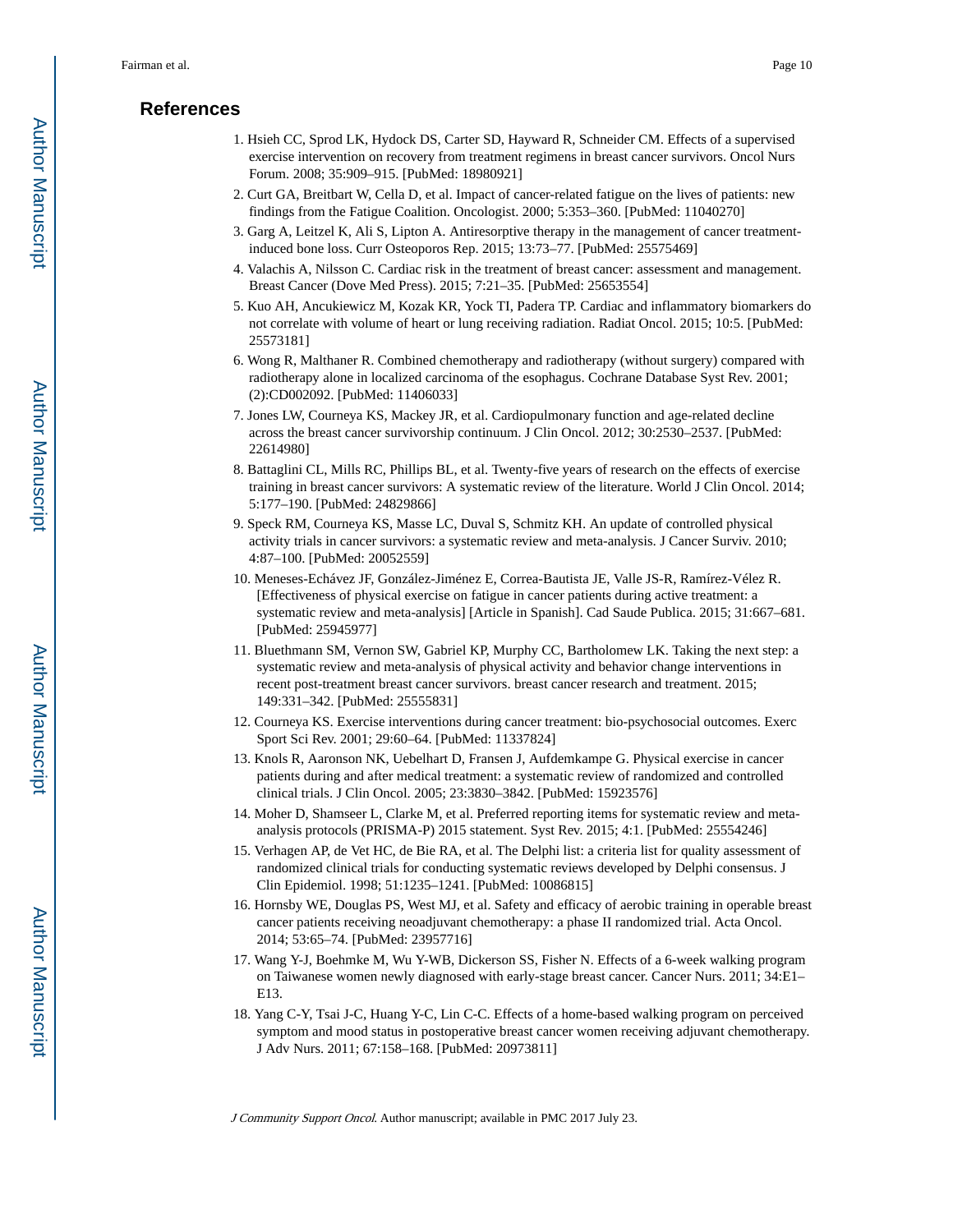## References

1. Hsieh CC, Sprod LK, Hydock DS, Carter SD, Hayward R, Schneider CM. Effects of a supervised exercise intervention on recovery from treatment regimens in breast cancer survivors. Oncol Nurs Forum. 2008; 35:909–915. [PubMed: 18980921]
2. Curt GA, Breitbart W, Cella D, et al. Impact of cancer-related fatigue on the lives of patients: new findings from the Fatigue Coalition. Oncologist. 2000; 5:353–360. [PubMed: 11040270]
3. Garg A, Leitzel K, Ali S, Lipton A. Antiresorptive therapy in the management of cancer treatment-induced bone loss. Curr Osteoporos Rep. 2015; 13:73–77. [PubMed: 25575469]
4. Valachis A, Nilsson C. Cardiac risk in the treatment of breast cancer: assessment and management. Breast Cancer (Dove Med Press). 2015; 7:21–35. [PubMed: 25653554]
5. Kuo AH, Ancukiewicz M, Kozak KR, Yock TI, Padera TP. Cardiac and inflammatory biomarkers do not correlate with volume of heart or lung receiving radiation. Radiat Oncol. 2015; 10:5. [PubMed: 25573181]
6. Wong R, Malthaner R. Combined chemotherapy and radiotherapy (without surgery) compared with radiotherapy alone in localized carcinoma of the esophagus. Cochrane Database Syst Rev. 2001; (2):CD002092. [PubMed: 11406033]
7. Jones LW, Courneya KS, Mackey JR, et al. Cardiopulmonary function and age-related decline across the breast cancer survivorship continuum. J Clin Oncol. 2012; 30:2530–2537. [PubMed: 22614980]
8. Battaglini CL, Mills RC, Phillips BL, et al. Twenty-five years of research on the effects of exercise training in breast cancer survivors: A systematic review of the literature. World J Clin Oncol. 2014; 5:177–190. [PubMed: 24829866]
9. Speck RM, Courneya KS, Masse LC, Duval S, Schmitz KH. An update of controlled physical activity trials in cancer survivors: a systematic review and meta-analysis. J Cancer Surviv. 2010; 4:87–100. [PubMed: 20052559]
10. Meneses-Echávez JF, González-Jiménez E, Correa-Bautista JE, Valle JS-R, Ramírez-Vélez R. [Effectiveness of physical exercise on fatigue in cancer patients during active treatment: a systematic review and meta-analysis] [Article in Spanish]. Cad Saude Publica. 2015; 31:667–681. [PubMed: 25945977]
11. Bluethmann SM, Vernon SW, Gabriel KP, Murphy CC, Bartholomew LK. Taking the next step: a systematic review and meta-analysis of physical activity and behavior change interventions in recent post-treatment breast cancer survivors. breast cancer research and treatment. 2015; 149:331–342. [PubMed: 25555831]
12. Courneya KS. Exercise interventions during cancer treatment: bio-psychosocial outcomes. Exerc Sport Sci Rev. 2001; 29:60–64. [PubMed: 11337824]
13. Knols R, Aaronson NK, Uebelhart D, Fransen J, Aufdemkampe G. Physical exercise in cancer patients during and after medical treatment: a systematic review of randomized and controlled clinical trials. J Clin Oncol. 2005; 23:3830–3842. [PubMed: 15923576]
14. Moher D, Shamseer L, Clarke M, et al. Preferred reporting items for systematic review and meta-analysis protocols (PRISMA-P) 2015 statement. Syst Rev. 2015; 4:1. [PubMed: 25554246]
15. Verhagen AP, de Vet HC, de Bie RA, et al. The Delphi list: a criteria list for quality assessment of randomized clinical trials for conducting systematic reviews developed by Delphi consensus. J Clin Epidemiol. 1998; 51:1235–1241. [PubMed: 10086815]
16. Hornsby WE, Douglas PS, West MJ, et al. Safety and efficacy of aerobic training in operable breast cancer patients receiving neoadjuvant chemotherapy: a phase II randomized trial. Acta Oncol. 2014; 53:65–74. [PubMed: 23957716]
17. Wang Y-J, Boehmke M, Wu Y-WB, Dickerson SS, Fisher N. Effects of a 6-week walking program on Taiwanese women newly diagnosed with early-stage breast cancer. Cancer Nurs. 2011; 34:E1–E13.
18. Yang C-Y, Tsai J-C, Huang Y-C, Lin C-C. Effects of a home-based walking program on perceived symptom and mood status in postoperative breast cancer women receiving adjuvant chemotherapy. J Adv Nurs. 2011; 67:158–168. [PubMed: 20973811]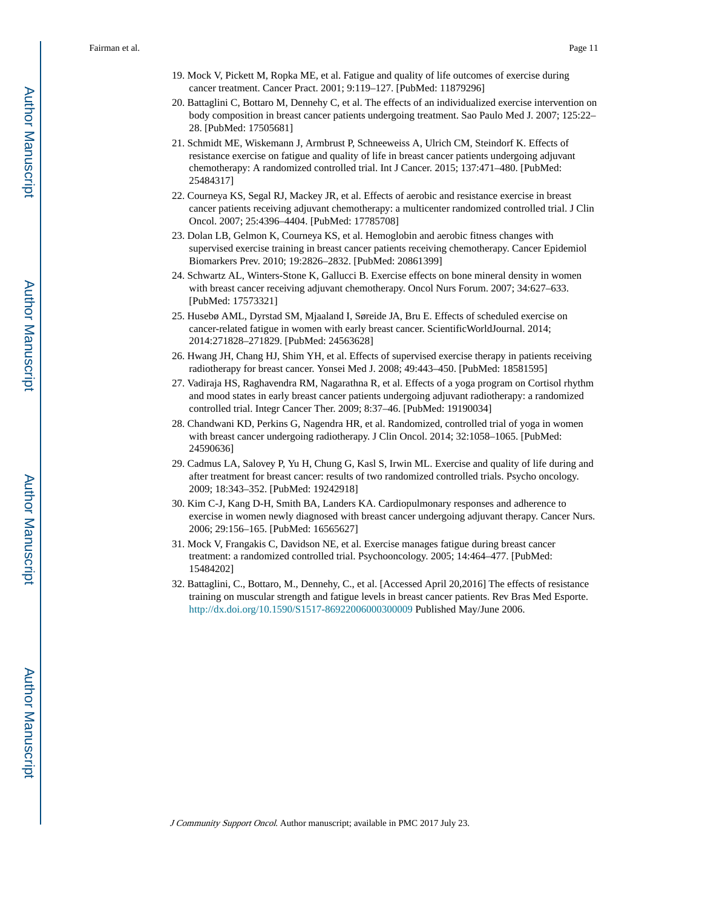19. Mock V, Pickett M, Ropka ME, et al. Fatigue and quality of life outcomes of exercise during cancer treatment. Cancer Pract. 2001; 9:119–127. [PubMed: 11879296]
20. Battaglini C, Bottaro M, Dennehy C, et al. The effects of an individualized exercise intervention on body composition in breast cancer patients undergoing treatment. Sao Paulo Med J. 2007; 125:22–28. [PubMed: 17505681]
21. Schmidt ME, Wiskemann J, Armbrust P, Schneeweiss A, Ulrich CM, Steindorf K. Effects of resistance exercise on fatigue and quality of life in breast cancer patients undergoing adjuvant chemotherapy: A randomized controlled trial. Int J Cancer. 2015; 137:471–480. [PubMed: 25484317]
22. Courneya KS, Segal RJ, Mackey JR, et al. Effects of aerobic and resistance exercise in breast cancer patients receiving adjuvant chemotherapy: a multicenter randomized controlled trial. J Clin Oncol. 2007; 25:4396–4404. [PubMed: 17785708]
23. Dolan LB, Gelmon K, Courneya KS, et al. Hemoglobin and aerobic fitness changes with supervised exercise training in breast cancer patients receiving chemotherapy. Cancer Epidemiol Biomarkers Prev. 2010; 19:2826–2832. [PubMed: 20861399]
24. Schwartz AL, Winters-Stone K, Gallucci B. Exercise effects on bone mineral density in women with breast cancer receiving adjuvant chemotherapy. Oncol Nurs Forum. 2007; 34:627–633. [PubMed: 17573321]
25. Husebø AML, Dyrstad SM, Mjaaland I, Søreide JA, Bru E. Effects of scheduled exercise on cancer-related fatigue in women with early breast cancer. ScientificWorldJournal. 2014; 2014:271828–271829. [PubMed: 24563628]
26. Hwang JH, Chang HJ, Shim YH, et al. Effects of supervised exercise therapy in patients receiving radiotherapy for breast cancer. Yonsei Med J. 2008; 49:443–450. [PubMed: 18581595]
27. Vadiraja HS, Raghavendra RM, Nagarathna R, et al. Effects of a yoga program on Cortisol rhythm and mood states in early breast cancer patients undergoing adjuvant radiotherapy: a randomized controlled trial. Integr Cancer Ther. 2009; 8:37–46. [PubMed: 19190034]
28. Chandwani KD, Perkins G, Nagendra HR, et al. Randomized, controlled trial of yoga in women with breast cancer undergoing radiotherapy. J Clin Oncol. 2014; 32:1058–1065. [PubMed: 24590636]
29. Cadmus LA, Salovey P, Yu H, Chung G, Kasl S, Irwin ML. Exercise and quality of life during and after treatment for breast cancer: results of two randomized controlled trials. Psycho oncology. 2009; 18:343–352. [PubMed: 19242918]
30. Kim C-J, Kang D-H, Smith BA, Landers KA. Cardiopulmonary responses and adherence to exercise in women newly diagnosed with breast cancer undergoing adjuvant therapy. Cancer Nurs. 2006; 29:156–165. [PubMed: 16565627]
31. Mock V, Frangakis C, Davidson NE, et al. Exercise manages fatigue during breast cancer treatment: a randomized controlled trial. Psychooncology. 2005; 14:464–477. [PubMed: 15484202]
32. Battaglini, C., Bottaro, M., Dennehy, C., et al. [Accessed April 20,2016] The effects of resistance training on muscular strength and fatigue levels in breast cancer patients. Rev Bras Med Esporte. http://dx.doi.org/10.1590/S1517-86922006000300009 Published May/June 2006.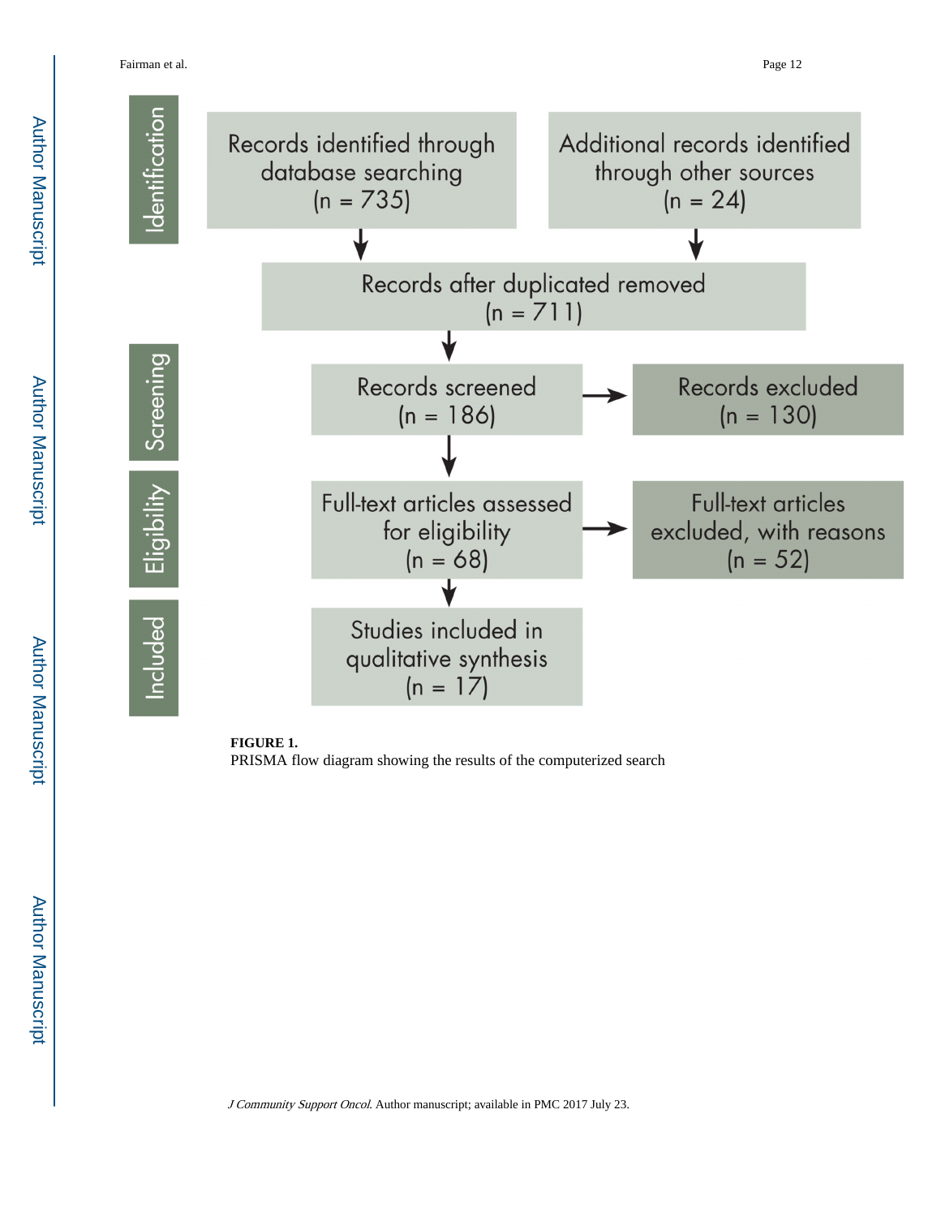Identification

Records identified through database searching (n = 735)

Additional records identified through other sources (n = 24)

Records after duplicated removed (n = 711)

Screening

Records screened (n = 186)

Records excluded (n = 130)

Eligibility

Full-text articles assessed for eligibility (n = 68)

Full-text articles excluded, with reasons (n = 52)

Included

Studies included in qualitative synthesis (n = 17)

**FIGURE 1.**
PRISMA flow diagram showing the results of the computerized search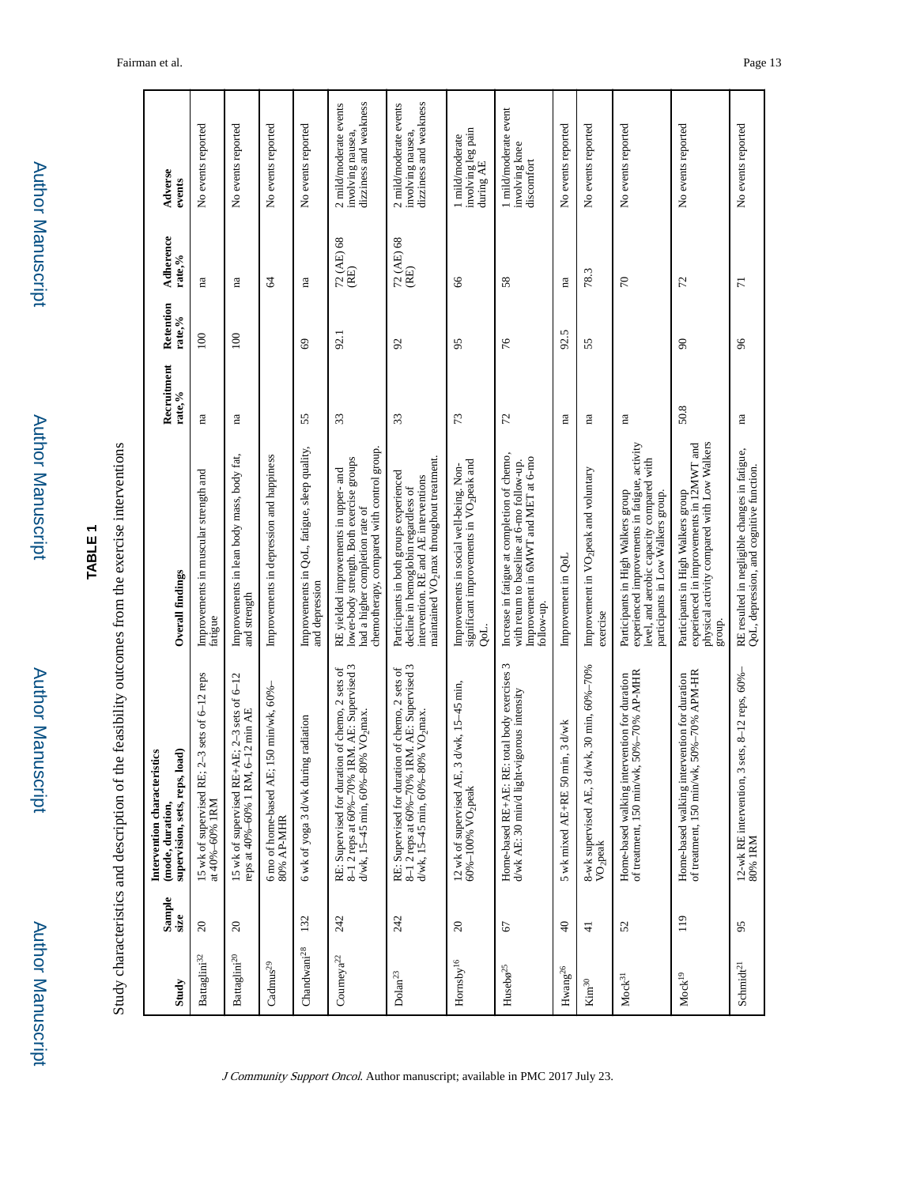**TABLE 1**

Study characteristics and description of the feasibility outcomes from the exercise interventions

| Study | Sample size | Intervention characteristics (mode, duration, supervision, sets, reps, load) | Overall findings | Recruitment rate,% | Retention rate,% | Adherence rate,% | Adverse events |
|---|---|---|---|---|---|---|---|
| Battaglini[32] | 20 | 15 wk of supervised RE; 2–3 sets of 6–12 reps at 40%–60% 1RM | Improvements in muscular strength and fatigue | na | 100 | na | No events reported |
| Battaglini[20] | 20 | 15 wk of supervised RE+AE; 2–3 sets of 6–12 reps at 40%–60% 1 RM, 6–12 min AE | Improvements in lean body mass, body fat, and strength | na | 100 | na | No events reported |
| Cadmus[29] | | 6 mo of home-based AE; 150 min/wk, 60%–80% AP-MHR | Improvements in depression and happiness | | | 64 | No events reported |
| Chandwani[28] | 132 | 6 wk of yoga 3 d/wk during radiation | Improvements in QoL, fatigue, sleep quality, and depression | 55 | 69 | na | No events reported |
| Courneya[22] | 242 | RE: Supervised for duration of chemo, 2 sets of 8–1 2 reps at 60%–70% 1RM. AE: Supervised 3 d/wk, 15–45 min, 60%–80% $VO_2$max. | RE yielded improvements in upper- and lower-body strength. Both exercise groups had a higher completion rate of chemotherapy, compared with control group. | 33 | 92.1 | 72 (AE) 68 (RE) | 2 mild/moderate events involving nausea, dizziness and weakness |
| Dolan[23] | 242 | RE: Supervised for duration of chemo, 2 sets of 8–1 2 reps at 60%–70% 1RM. AE: Supervised 3 d/wk, 15–45 min, 60%–80% $VO_2$max. | Participants in both groups experienced decline in hemoglobin regardless of intervention. RE and AE interventions maintained $VO_2$max throughout treatment. | 33 | 92 | 72 (AE) 68 (RE) | 2 mild/moderate events involving nausea, dizziness and weakness |
| Hornsby[16] | 20 | 12 wk of supervised AE, 3 d/wk, 15–45 min, 60%–100% $VO_2$peak | Improvements in social well-being. Non-significant improvements in $VO_2$peak and QoL. | 73 | 95 | 66 | 1 mild/moderate involving leg pain during AE |
| Husebø[25] | 67 | Home-based RE+AE: RE: total body exercises 3 d/wk AE: 30 min/d light-vigorous intensity | Increase in fatigue at completion of chemo, with return to baseline at 6-mo follow-up. Improvement in 6MWT and MET at 6-mo follow-up. | 72 | 76 | 58 | 1 mild/moderate event involving knee discomfort |
| Hwang[26] | 40 | 5 wk mixed AE+RE 50 min, 3 d/wk | Improvement in QoL | na | 92.5 | na | No events reported |
| Kim[30] | 41 | 8-wk supervised AE, 3 d/wk, 30 min, 60%–70% $VO_2$peak | Improvement in $VO_2$peak and voluntary exercise | na | 55 | 78.3 | No events reported |
| Mock[31] | 52 | Home-based walking intervention for duration of treatment, 150 min/wk, 50%–70% AP-MHR | Participants in High Walkers group experienced improvements in fatigue, activity level, and aerobic capacity compared with participants in Low Walkers group. | na | | 70 | No events reported |
| Mock[19] | 119 | Home-based walking intervention for duration of treatment, 150 min/wk, 50%–70% APM-HR | Participants in High Walkers group experienced in improvements in 12MWT and physical activity compared with Low Walkers group. | 50.8 | 90 | 72 | No events reported |
| Schmidt[21] | 95 | 12-wk RE intervention, 3 sets, 8–12 reps, 60%–80% 1RM | RE resulted in negligible changes in fatigue, QoL, depression, and cognitive function. | na | 96 | 71 | No events reported |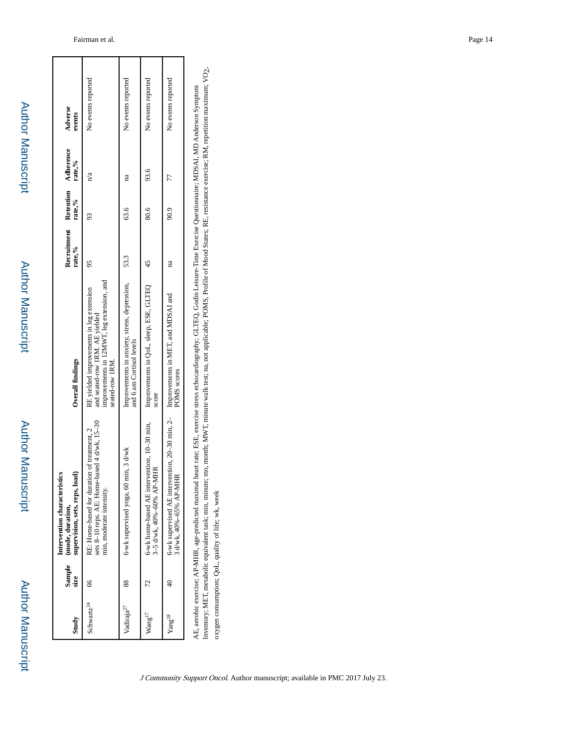| Study | Sample size | Intervention characteristics (mode, duration, supervision, sets, reps, load) | Overall findings | Recruitment rate,% | Retention rate,% | Adherence rate,% | Adverse events |
|---|---|---|---|---|---|---|---|
| Schwartz[24] | 66 | RE: Home-based for duration of treatment, 2 sets 8–10 reps. AE: Home-based 4 d/wk, 15–30 min, moderate intensity. | RE yielded improvements in leg extension and seated-row 1RM. AE yielded improvements in 12MWT, leg extension, and seated-row 1RM. | 95 | 93 | n/a | No events reported |
| Vadiraja[27] | 88 | 6-wk supervised yoga, 60 min, 3 d/wk | Improvements in anxiety, stress, depression, and 6 am Cortisol levels | 53.3 | 63.6 | na | No events reported |
| Wang[17] | 72 | 6-wk home-based AE intervention, 10–30 min, 3–5 d/wk, 40%–60% AP-MHR | Improvements in QoL, sleep, ESE, GLTEQ score | 45 | 80.6 | 93.6 | No events reported |
| Yang[18] | 40 | 6-wk supervised AE intervention, 20–30 min, 2–3 d/wk, 40%–65% AP-MHR | Improvements in MET, and MDSAI and POMS scores | na | 90.9 | 77 | No events reported |

AE, aerobic exercise; AP-MHR, age-predicted maximal heart rate; ESE, exercise stress echocardiography; GLTEQ, Godin Leisure-Time Exercise Questionnaire; MDSAI, MD Anderson Symptom Inventory; MET, metabolic equivalent task; min, minute; mo, month; MWT, minute walk test; na, not applicable; POMS, Profile of Mood States; RE, resistance exercise; RM, repetition maximum; $VO_2$, oxygen consumption; QoL, quality of life; wk, week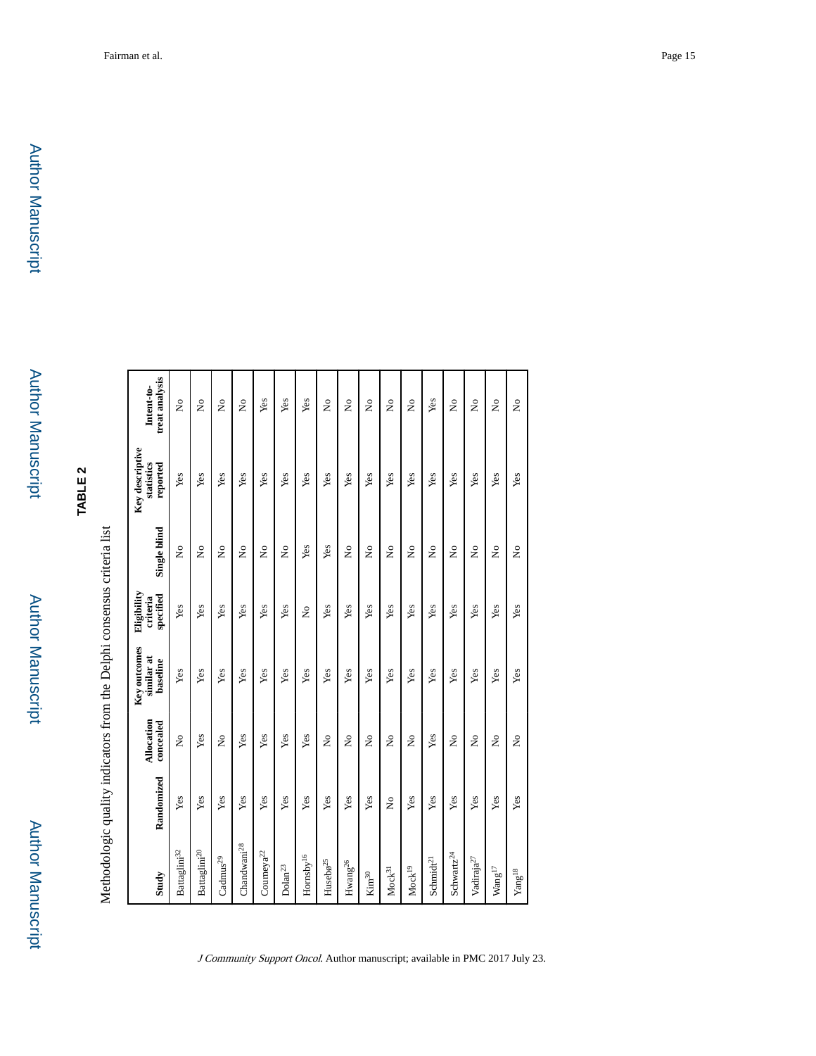## TABLE 2

Methodologic quality indicators from the Delphi consensus criteria list

| Study | Randomized | Allocation concealed | Key outcomes similar at baseline | Eligibility criteria specified | Single blind | Key descriptive statistics reported | Intent-to-treat analysis |
|---|---|---|---|---|---|---|---|
| Battaglini[32] | Yes | No | Yes | Yes | No | Yes | No |
| Battaglini[20] | Yes | Yes | Yes | Yes | No | Yes | No |
| Cadmus[29] | Yes | No | Yes | Yes | No | Yes | No |
| Chandwani[28] | Yes | Yes | Yes | Yes | No | Yes | No |
| Courneya[22] | Yes | Yes | Yes | Yes | No | Yes | Yes |
| Dolan[23] | Yes | Yes | Yes | Yes | No | Yes | Yes |
| Hornsby[16] | Yes | Yes | Yes | No | Yes | Yes | Yes |
| Husebø[25] | Yes | No | Yes | Yes | Yes | Yes | No |
| Hwang[26] | Yes | No | Yes | Yes | No | Yes | No |
| Kim[30] | Yes | No | Yes | Yes | No | Yes | No |
| Mock[31] | No | No | Yes | Yes | No | Yes | No |
| Mock[19] | Yes | No | Yes | Yes | No | Yes | No |
| Schmidt[21] | Yes | Yes | Yes | Yes | No | Yes | Yes |
| Schwartz[24] | Yes | No | Yes | Yes | No | Yes | No |
| Vadiraja[27] | Yes | No | Yes | Yes | No | Yes | No |
| Wang[17] | Yes | No | Yes | Yes | No | Yes | No |
| Yang[18] | Yes | No | Yes | Yes | No | Yes | No |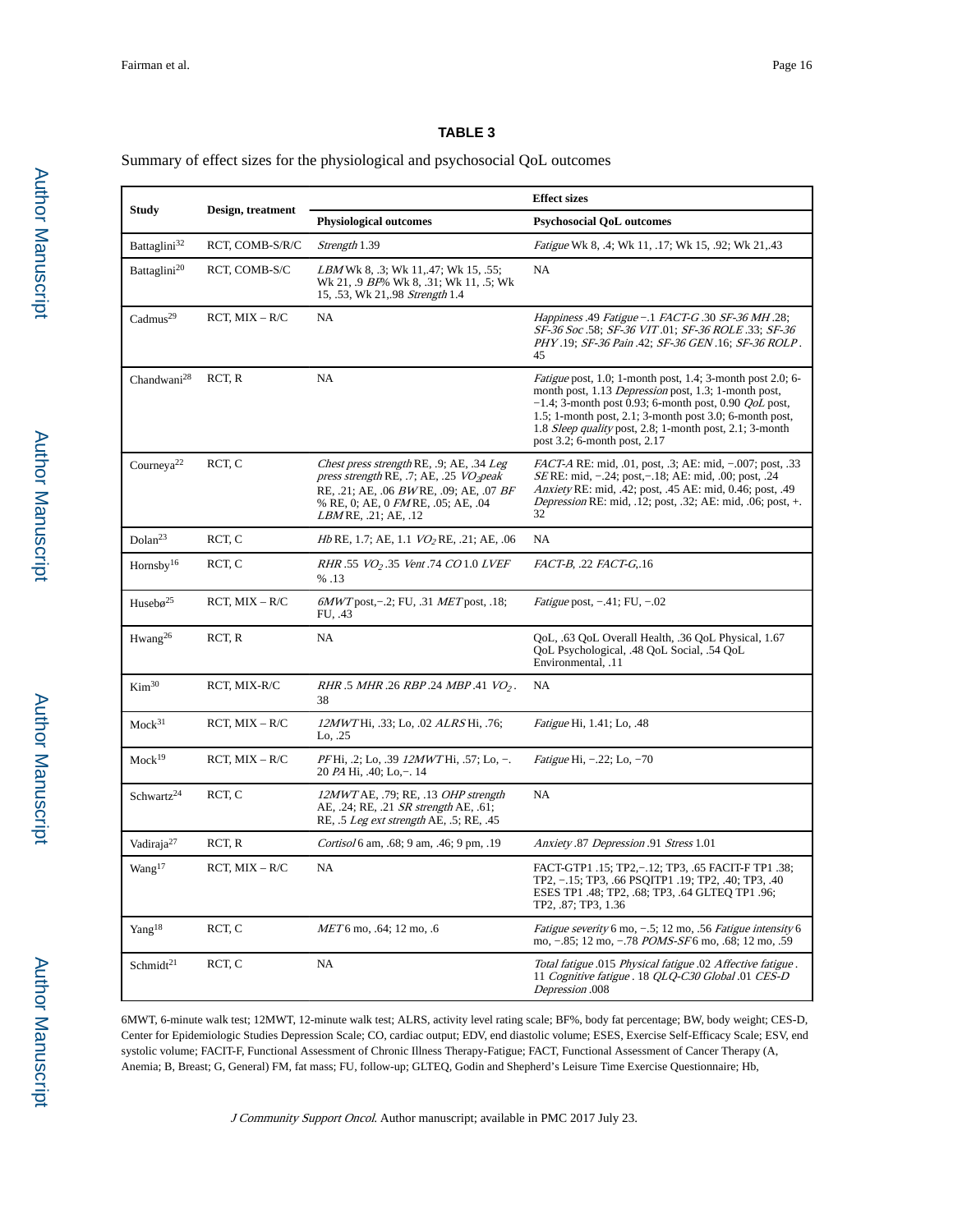**TABLE 3**

Summary of effect sizes for the physiological and psychosocial QoL outcomes

| Study | Design, treatment | Effect sizes | |
|---|---|---|---|
| | | **Physiological outcomes** | **Psychosocial QoL outcomes** |
| Battaglini[32] | RCT, COMB-S/R/C | *Strength* 1.39 | *Fatigue* Wk 8, .4; Wk 11, .17; Wk 15, .92; Wk 21,.43 |
| Battaglini[20] | RCT, COMB-S/C | *LBM* Wk 8, .3; Wk 11,.47; Wk 15, .55; Wk 21, .9 *BF*% Wk 8, .31; Wk 11, .5; Wk 15, .53, Wk 21,.98 *Strength* 1.4 | NA |
| Cadmus[29] | RCT, MIX – R/C | NA | *Happiness* .49 *Fatigue* −.1 *FACT-G* .30 *SF-36 MH* .28; *SF-36 Soc* .58; *SF-36 VIT* .01; *SF-36 ROLE* .33; *SF-36 PHY* .19; *SF-36 Pain* .42; *SF-36 GEN* .16; *SF-36 ROLP* .45 |
| Chandwani[28] | RCT, R | NA | *Fatigue* post, 1.0; 1-month post, 1.4; 3-month post 2.0; 6-month post, 1.13 *Depression* post, 1.3; 1-month post, −1.4; 3-month post 0.93; 6-month post, 0.90 *QoL* post, 1.5; 1-month post, 2.1; 3-month post 3.0; 6-month post, 1.8 *Sleep quality* post, 2.8; 1-month post, 2.1; 3-month post 3.2; 6-month post, 2.17 |
| Courneya[22] | RCT, C | *Chest press strength* RE, .9; AE, .34 *Leg press strength* RE, .7; AE, .25 $VO_2peak$ RE, .21; AE, .06 *BW* RE, .09; AE, .07 *BF* % RE, 0; AE, 0 *FM* RE, .05; AE, .04 *LBM* RE, .21; AE, .12 | *FACT-A* RE: mid, .01, post, .3; AE: mid, −.007; post, .33 *SE* RE: mid, −.24; post,−.18; AE: mid, .00; post, .24 *Anxiety* RE: mid, .42; post, .45 AE: mid, 0.46; post, .49 *Depression* RE: mid, .12; post, .32; AE: mid, .06; post, +. 32 |
| Dolan[23] | RCT, C | *Hb* RE, 1.7; AE, 1.1 $VO_2$ RE, .21; AE, .06 | NA |
| Hornsby[16] | RCT, C | *RHR* .55 $VO_2$ .35 *Vent* .74 *CO* 1.0 *LVEF* % .13 | *FACT-B*, .22 *FACT-G*,.16 |
| Husebø[25] | RCT, MIX – R/C | *6MWT* post,−.2; FU, .31 *MET* post, .18; FU, .43 | *Fatigue* post, −.41; FU, −.02 |
| Hwang[26] | RCT, R | NA | QoL, .63 QoL Overall Health, .36 QoL Physical, 1.67 QoL Psychological, .48 QoL Social, .54 QoL Environmental, .11 |
| Kim[30] | RCT, MIX-R/C | *RHR* .5 *MHR* .26 *RBP* .24 *MBP* .41 $VO_2$. 38 | NA |
| Mock[31] | RCT, MIX – R/C | *12MWT* Hi, .33; Lo, .02 *ALRS* Hi, .76; Lo, .25 | *Fatigue* Hi, 1.41; Lo, .48 |
| Mock[19] | RCT, MIX – R/C | *PF* Hi, .2; Lo, .39 *12MWT* Hi, .57; Lo, −. 20 *PA* Hi, .40; Lo,−. 14 | *Fatigue* Hi, −.22; Lo, −70 |
| Schwartz[24] | RCT, C | *12MWT* AE, .79; RE, .13 *OHP strength* AE, .24; RE, .21 *SR strength* AE, .61; RE, .5 *Leg ext strength* AE, .5; RE, .45 | NA |
| Vadiraja[27] | RCT, R | *Cortisol* 6 am, .68; 9 am, .46; 9 pm, .19 | *Anxiety* .87 *Depression* .91 *Stress* 1.01 |
| Wang[17] | RCT, MIX – R/C | NA | FACT-GTP1 .15; TP2,−.12; TP3, .65 FACIT-F TP1 .38; TP2, −.15; TP3, .66 PSQITP1 .19; TP2, .40; TP3, .40 ESES TP1 .48; TP2, .68; TP3, .64 GLTEQ TP1 .96; TP2, .87; TP3, 1.36 |
| Yang[18] | RCT, C | *MET* 6 mo, .64; 12 mo, .6 | *Fatigue severity* 6 mo, −.5; 12 mo, .56 *Fatigue intensity* 6 mo, −.85; 12 mo, −.78 *POMS-SF* 6 mo, .68; 12 mo, .59 |
| Schmidt[21] | RCT, C | NA | *Total fatigue* .015 *Physical fatigue* .02 *Affective fatigue* . 11 *Cognitive fatigue* . 18 *QLQ-C30 Global* .01 *CES-D Depression* .008 |

6MWT, 6-minute walk test; 12MWT, 12-minute walk test; ALRS, activity level rating scale; BF%, body fat percentage; BW, body weight; CES-D, Center for Epidemiologic Studies Depression Scale; CO, cardiac output; EDV, end diastolic volume; ESES, Exercise Self-Efficacy Scale; ESV, end systolic volume; FACIT-F, Functional Assessment of Chronic Illness Therapy-Fatigue; FACT, Functional Assessment of Cancer Therapy (A, Anemia; B, Breast; G, General) FM, fat mass; FU, follow-up; GLTEQ, Godin and Shepherd's Leisure Time Exercise Questionnaire; Hb,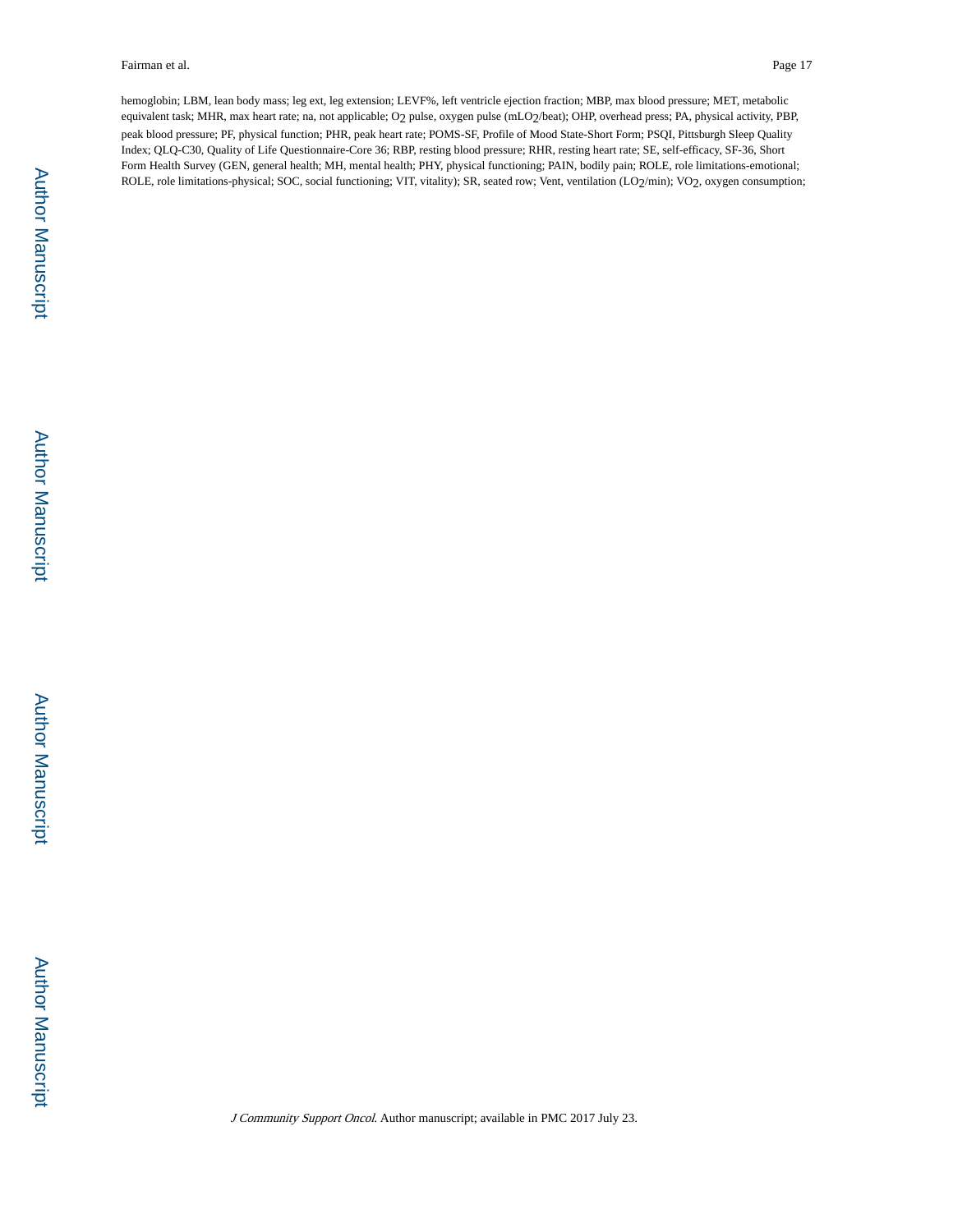hemoglobin; LBM, lean body mass; leg ext, leg extension; LEVF%, left ventricle ejection fraction; MBP, max blood pressure; MET, metabolic equivalent task; MHR, max heart rate; na, not applicable; $O_2$ pulse, oxygen pulse (mL$O_2$/beat); OHP, overhead press; PA, physical activity, PBP, peak blood pressure; PF, physical function; PHR, peak heart rate; POMS-SF, Profile of Mood State-Short Form; PSQI, Pittsburgh Sleep Quality Index; QLQ-C30, Quality of Life Questionnaire-Core 36; RBP, resting blood pressure; RHR, resting heart rate; SE, self-efficacy, SF-36, Short Form Health Survey (GEN, general health; MH, mental health; PHY, physical functioning; PAIN, bodily pain; ROLE, role limitations-emotional; ROLE, role limitations-physical; SOC, social functioning; VIT, vitality); SR, seated row; Vent, ventilation (L$O_2$/min); V$O_2$, oxygen consumption;